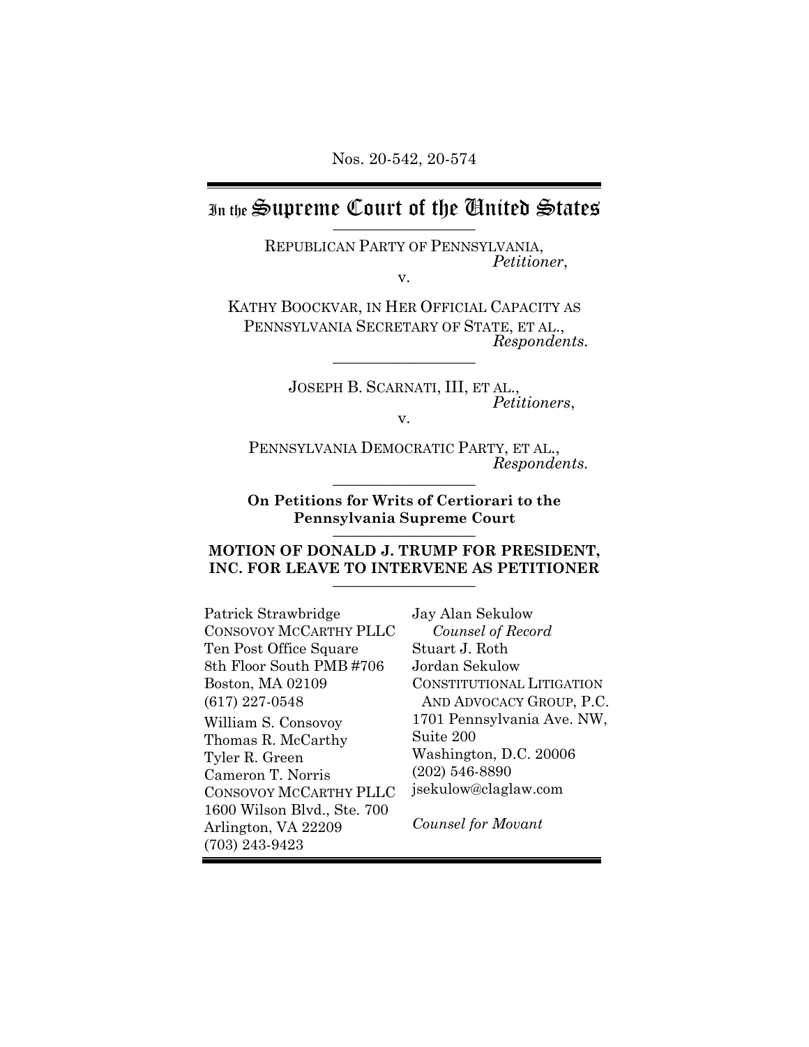Nos. 20-542, 20-574

# In the Supreme Court of the United States

REPUBLICAN PARTY OF PENNSYLVANIA,
*Petitioner*,

v.

KATHY BOOCKVAR, IN HER OFFICIAL CAPACITY AS PENNSYLVANIA SECRETARY OF STATE, ET AL.,
*Respondents.*

---

JOSEPH B. SCARNATI, III, ET AL.,
*Petitioners*,

v.

PENNSYLVANIA DEMOCRATIC PARTY, ET AL.,
*Respondents.*

---

**On Petitions for Writs of Certiorari to the Pennsylvania Supreme Court**

---

**MOTION OF DONALD J. TRUMP FOR PRESIDENT, INC. FOR LEAVE TO INTERVENE AS PETITIONER**

---

Patrick Strawbridge
CONSOVOY MCCARTHY PLLC
Ten Post Office Square
8th Floor South PMB #706
Boston, MA 02109
(617) 227-0548

William S. Consovoy
Thomas R. McCarthy
Tyler R. Green
Cameron T. Norris
CONSOVOY MCCARTHY PLLC
1600 Wilson Blvd., Ste. 700
Arlington, VA 22209
(703) 243-9423

Jay Alan Sekulow
*Counsel of Record*
Stuart J. Roth
Jordan Sekulow
CONSTITUTIONAL LITIGATION AND ADVOCACY GROUP, P.C.
1701 Pennsylvania Ave. NW, Suite 200
Washington, D.C. 20006
(202) 546-8890
jsekulow@claglaw.com

*Counsel for Movant*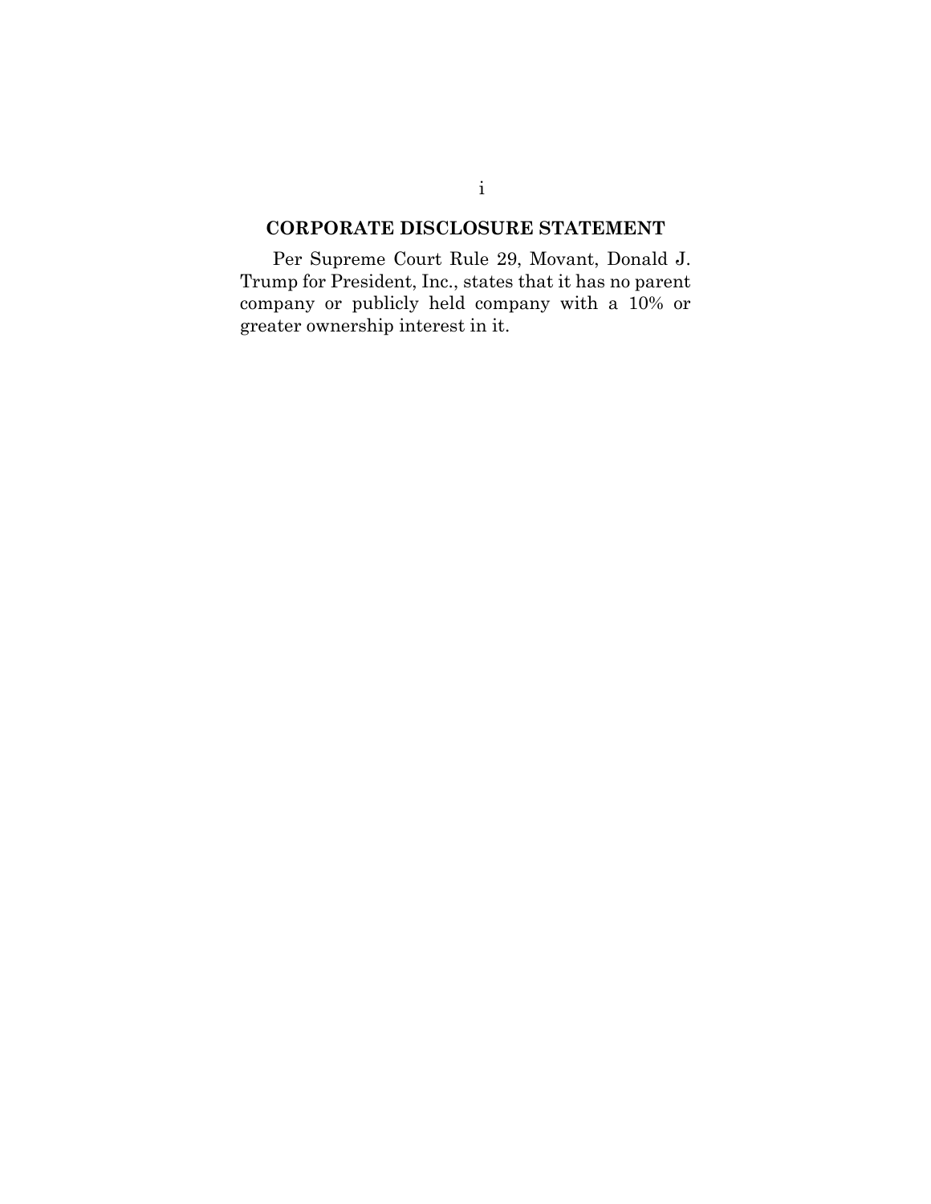## CORPORATE DISCLOSURE STATEMENT

Per Supreme Court Rule 29, Movant, Donald J. Trump for President, Inc., states that it has no parent company or publicly held company with a 10% or greater ownership interest in it.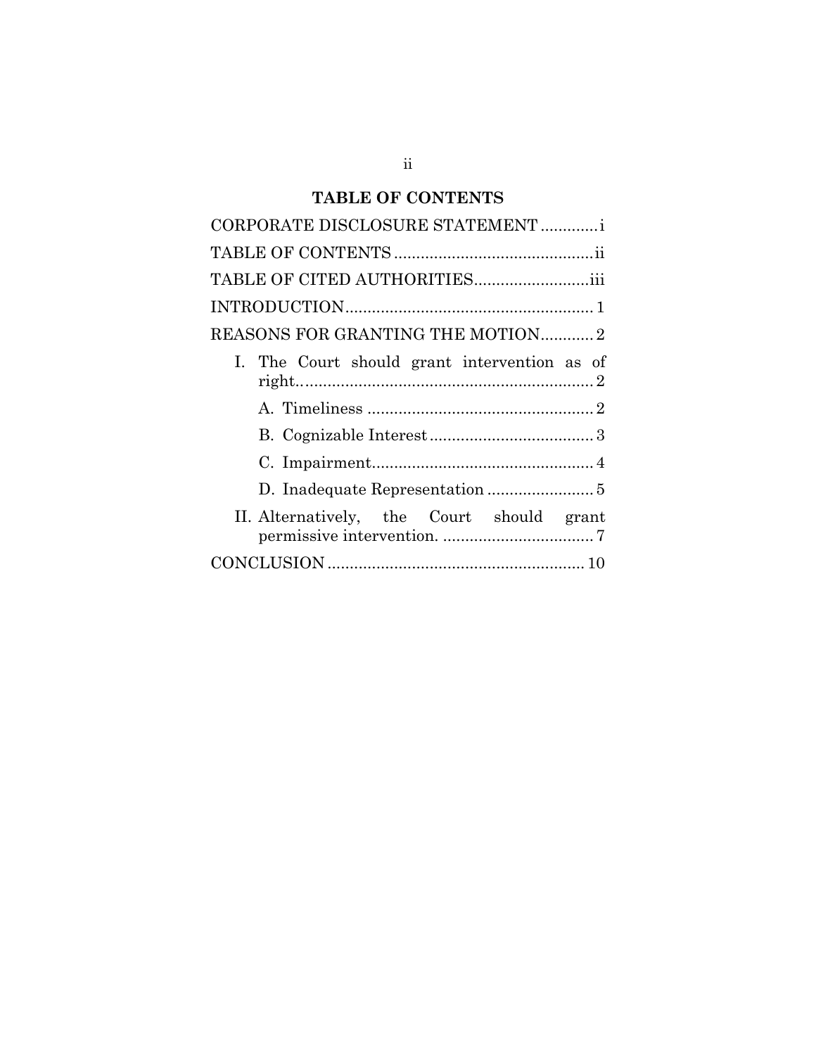## TABLE OF CONTENTS

CORPORATE DISCLOSURE STATEMENT ............. i

TABLE OF CONTENTS ............................................. ii

TABLE OF CITED AUTHORITIES.......................... iii

INTRODUCTION........................................................ 1

REASONS FOR GRANTING THE MOTION............ 2

- I. The Court should grant intervention as of right.................................................................. 2
  - A. Timeliness ................................................... 2
  - B. Cognizable Interest ..................................... 3
  - C. Impairment.................................................. 4
  - D. Inadequate Representation ........................ 5
- II. Alternatively, the Court should grant permissive intervention. .................................. 7

CONCLUSION .......................................................... 10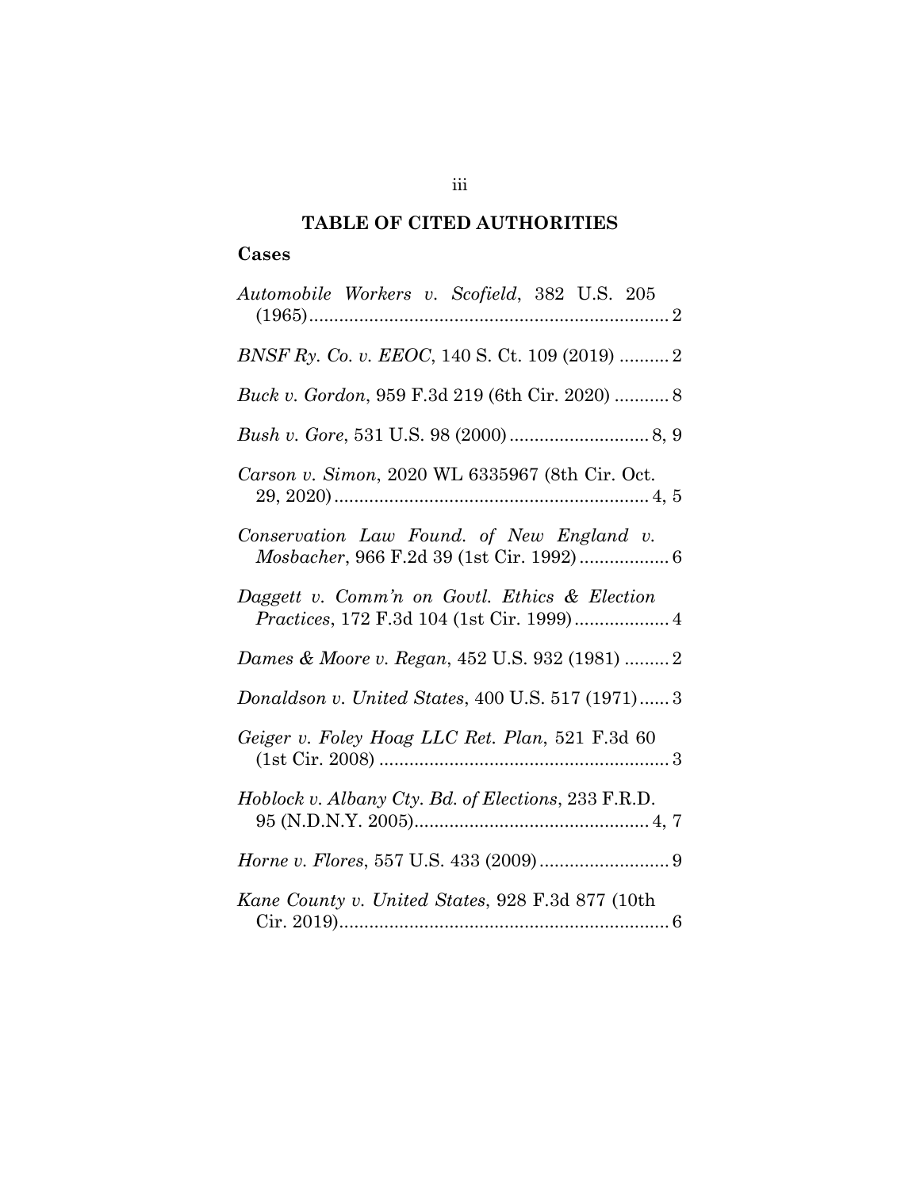# TABLE OF CITED AUTHORITIES

## Cases

*Automobile Workers v. Scofield*, 382 U.S. 205 (1965) ........ 2

*BNSF Ry. Co. v. EEOC*, 140 S. Ct. 109 (2019) ........ 2

*Buck v. Gordon*, 959 F.3d 219 (6th Cir. 2020) ........ 8

*Bush v. Gore*, 531 U.S. 98 (2000) ........ 8, 9

*Carson v. Simon*, 2020 WL 6335967 (8th Cir. Oct. 29, 2020) ........ 4, 5

*Conservation Law Found. of New England v. Mosbacher*, 966 F.2d 39 (1st Cir. 1992) ........ 6

*Daggett v. Comm'n on Govtl. Ethics & Election Practices*, 172 F.3d 104 (1st Cir. 1999) ........ 4

*Dames & Moore v. Regan*, 452 U.S. 932 (1981) ........ 2

*Donaldson v. United States*, 400 U.S. 517 (1971) ........ 3

*Geiger v. Foley Hoag LLC Ret. Plan*, 521 F.3d 60 (1st Cir. 2008) ........ 3

*Hoblock v. Albany Cty. Bd. of Elections*, 233 F.R.D. 95 (N.D.N.Y. 2005) ........ 4, 7

*Horne v. Flores*, 557 U.S. 433 (2009) ........ 9

*Kane County v. United States*, 928 F.3d 877 (10th Cir. 2019) ........ 6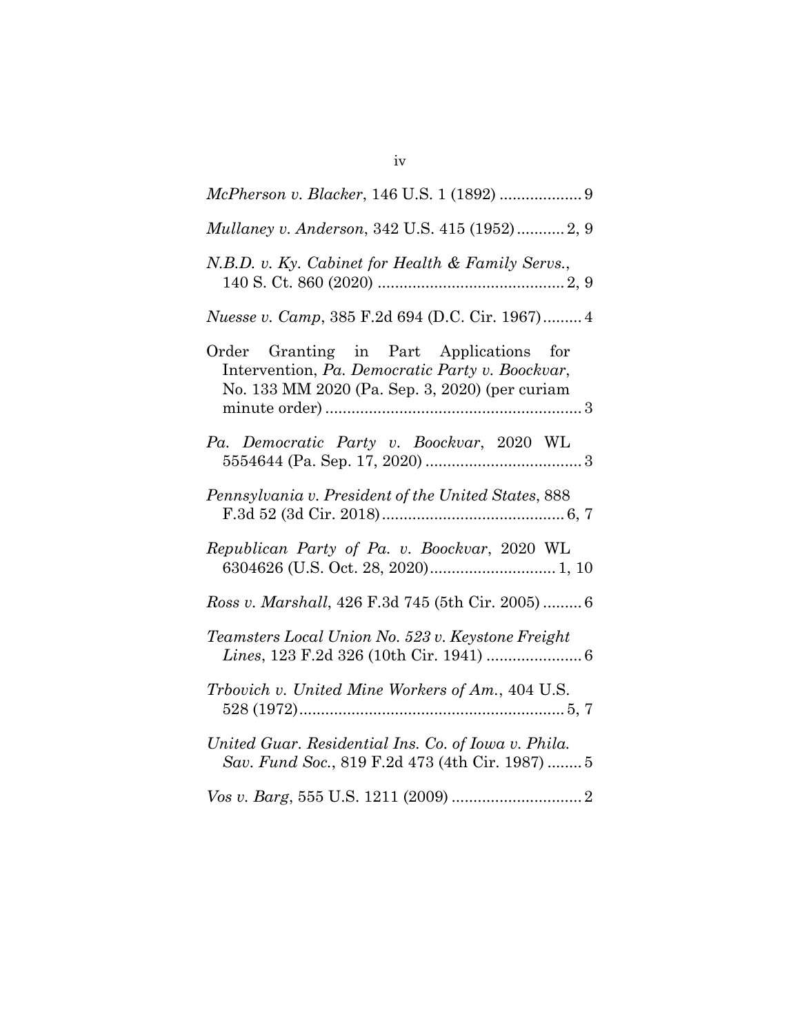*McPherson v. Blacker*, 146 U.S. 1 (1892) ................... 9

*Mullaney v. Anderson*, 342 U.S. 415 (1952) ........... 2, 9

*N.B.D. v. Ky. Cabinet for Health & Family Servs.*, 140 S. Ct. 860 (2020) ........................................... 2, 9

*Nuesse v. Camp*, 385 F.2d 694 (D.C. Cir. 1967) ......... 4

Order Granting in Part Applications for Intervention, *Pa. Democratic Party v. Boockvar*, No. 133 MM 2020 (Pa. Sep. 3, 2020) (per curiam minute order) ........................................................... 3

*Pa. Democratic Party v. Boockvar*, 2020 WL 5554644 (Pa. Sep. 17, 2020) .................................... 3

*Pennsylvania v. President of the United States*, 888 F.3d 52 (3d Cir. 2018) .......................................... 6, 7

*Republican Party of Pa. v. Boockvar*, 2020 WL 6304626 (U.S. Oct. 28, 2020) ............................. 1, 10

*Ross v. Marshall*, 426 F.3d 745 (5th Cir. 2005) ......... 6

*Teamsters Local Union No. 523 v. Keystone Freight Lines*, 123 F.2d 326 (10th Cir. 1941) ...................... 6

*Trbovich v. United Mine Workers of Am.*, 404 U.S. 528 (1972) ............................................................. 5, 7

*United Guar. Residential Ins. Co. of Iowa v. Phila. Sav. Fund Soc.*, 819 F.2d 473 (4th Cir. 1987) ........ 5

*Vos v. Barg*, 555 U.S. 1211 (2009) .............................. 2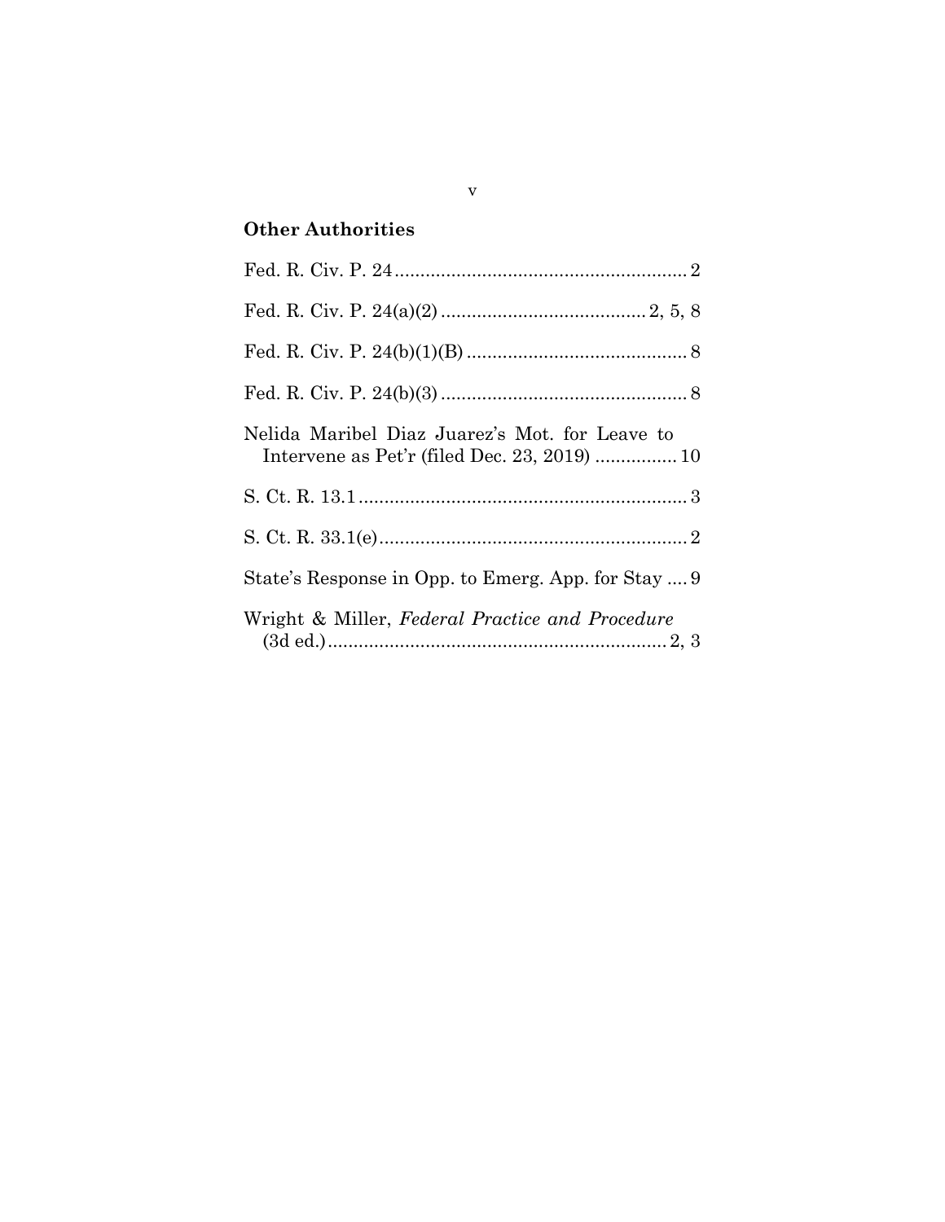## Other Authorities

Fed. R. Civ. P. 24 .......................................................... 2

Fed. R. Civ. P. 24(a)(2) ........................................ 2, 5, 8

Fed. R. Civ. P. 24(b)(1)(B) ............................................ 8

Fed. R. Civ. P. 24(b)(3) ................................................. 8

Nelida Maribel Diaz Juarez's Mot. for Leave to Intervene as Pet'r (filed Dec. 23, 2019) ................ 10

S. Ct. R. 13.1 ................................................................. 3

S. Ct. R. 33.1(e) ............................................................ 2

State's Response in Opp. to Emerg. App. for Stay .... 9

Wright & Miller, *Federal Practice and Procedure* (3d ed.) .................................................................. 2, 3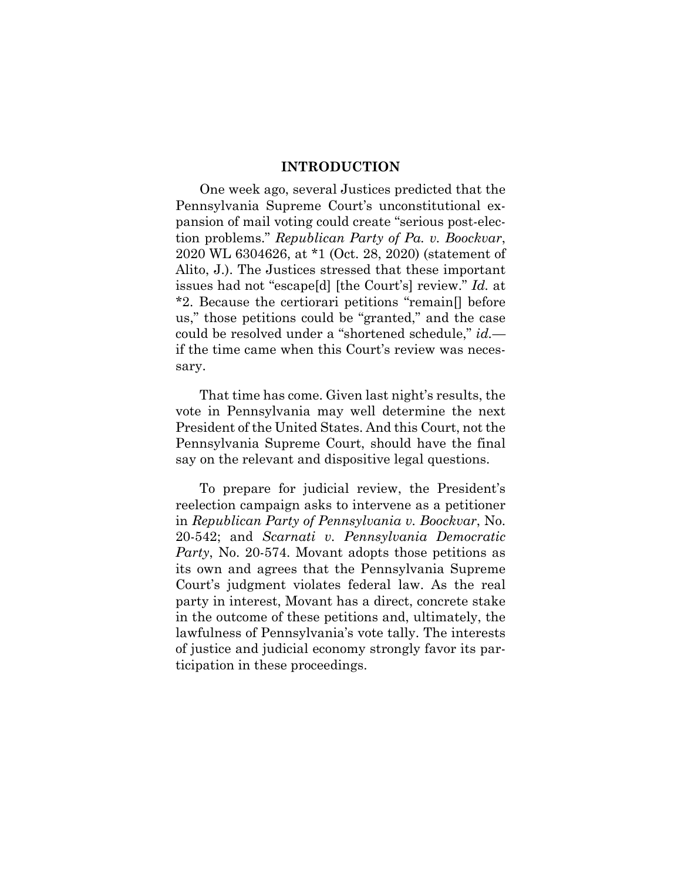## INTRODUCTION

One week ago, several Justices predicted that the Pennsylvania Supreme Court's unconstitutional expansion of mail voting could create "serious post-election problems." *Republican Party of Pa. v. Boockvar*, 2020 WL 6304626, at *1 (Oct. 28, 2020) (statement of Alito, J.). The Justices stressed that these important issues had not "escape[d] [the Court's] review." *Id.* at *2. Because the certiorari petitions "remain[] before us," those petitions could be "granted," and the case could be resolved under a "shortened schedule," *id.*—if the time came when this Court's review was necessary.

That time has come. Given last night's results, the vote in Pennsylvania may well determine the next President of the United States. And this Court, not the Pennsylvania Supreme Court, should have the final say on the relevant and dispositive legal questions.

To prepare for judicial review, the President's reelection campaign asks to intervene as a petitioner in *Republican Party of Pennsylvania v. Boockvar*, No. 20-542; and *Scarnati v. Pennsylvania Democratic Party*, No. 20-574. Movant adopts those petitions as its own and agrees that the Pennsylvania Supreme Court's judgment violates federal law. As the real party in interest, Movant has a direct, concrete stake in the outcome of these petitions and, ultimately, the lawfulness of Pennsylvania's vote tally. The interests of justice and judicial economy strongly favor its participation in these proceedings.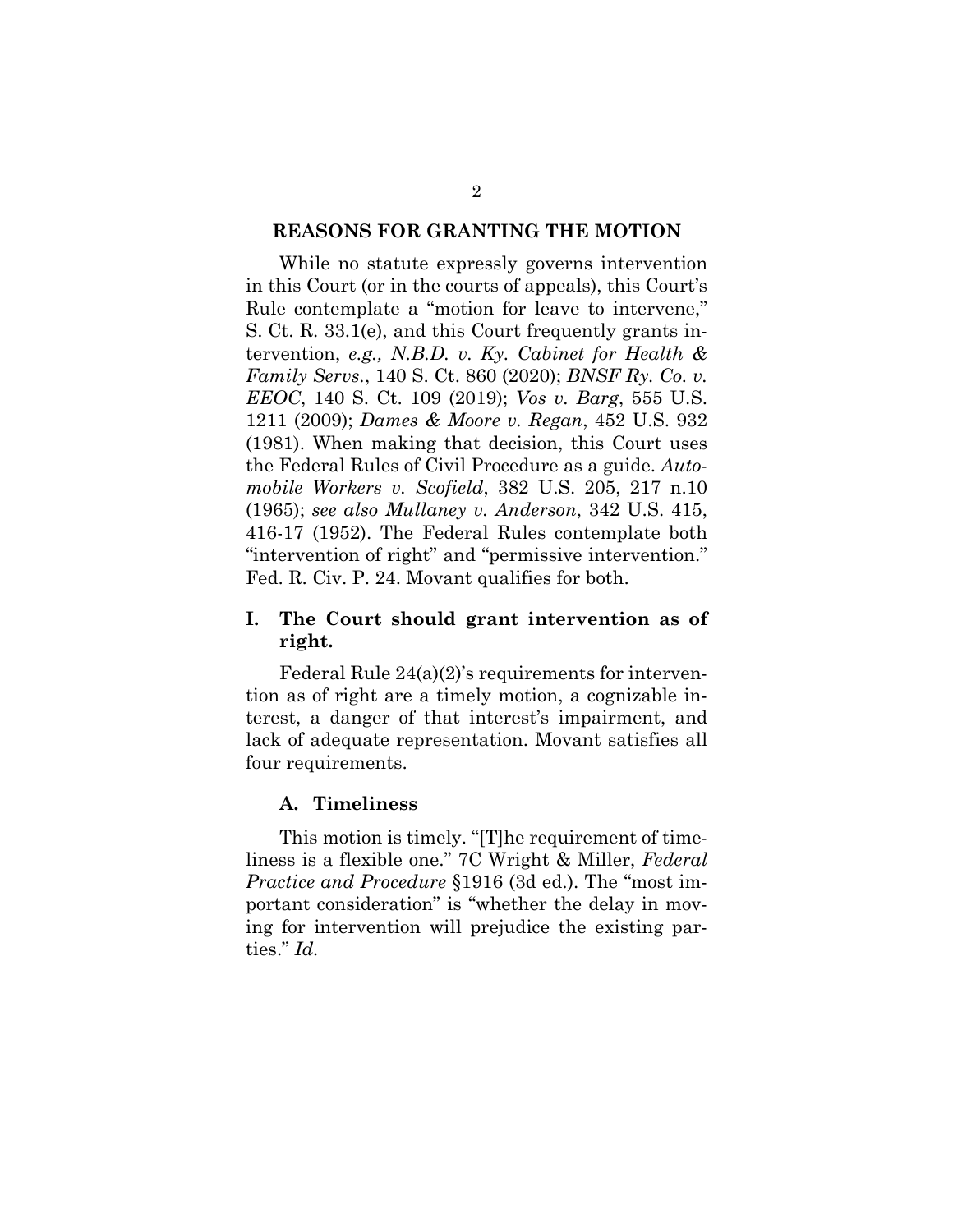## REASONS FOR GRANTING THE MOTION

While no statute expressly governs intervention in this Court (or in the courts of appeals), this Court's Rule contemplate a "motion for leave to intervene," S. Ct. R. 33.1(e), and this Court frequently grants intervention, *e.g., N.B.D. v. Ky. Cabinet for Health & Family Servs.*, 140 S. Ct. 860 (2020); *BNSF Ry. Co. v. EEOC*, 140 S. Ct. 109 (2019); *Vos v. Barg*, 555 U.S. 1211 (2009); *Dames & Moore v. Regan*, 452 U.S. 932 (1981). When making that decision, this Court uses the Federal Rules of Civil Procedure as a guide. *Automobile Workers v. Scofield*, 382 U.S. 205, 217 n.10 (1965); *see also Mullaney v. Anderson*, 342 U.S. 415, 416-17 (1952). The Federal Rules contemplate both "intervention of right" and "permissive intervention." Fed. R. Civ. P. 24. Movant qualifies for both.

### I. The Court should grant intervention as of right.

Federal Rule 24(a)(2)'s requirements for intervention as of right are a timely motion, a cognizable interest, a danger of that interest's impairment, and lack of adequate representation. Movant satisfies all four requirements.

#### A. Timeliness

This motion is timely. "[T]he requirement of timeliness is a flexible one." 7C Wright & Miller, *Federal Practice and Procedure* §1916 (3d ed.). The "most important consideration" is "whether the delay in moving for intervention will prejudice the existing parties." *Id.*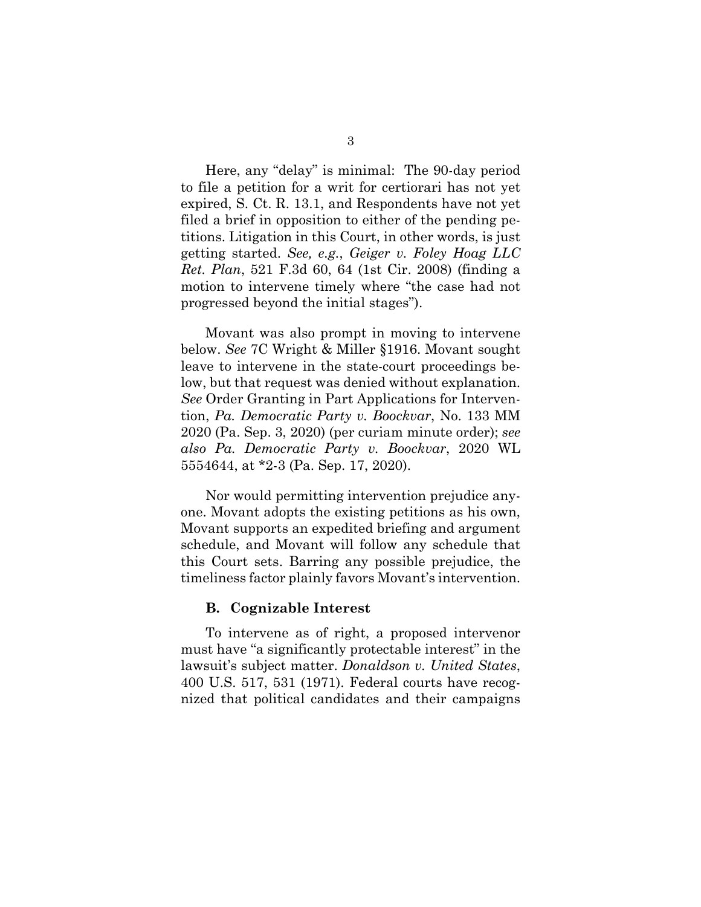Here, any "delay" is minimal: The 90-day period to file a petition for a writ for certiorari has not yet expired, S. Ct. R. 13.1, and Respondents have not yet filed a brief in opposition to either of the pending petitions. Litigation in this Court, in other words, is just getting started. *See, e.g.*, *Geiger v. Foley Hoag LLC Ret. Plan*, 521 F.3d 60, 64 (1st Cir. 2008) (finding a motion to intervene timely where "the case had not progressed beyond the initial stages").

Movant was also prompt in moving to intervene below. *See* 7C Wright & Miller §1916. Movant sought leave to intervene in the state-court proceedings below, but that request was denied without explanation. *See* Order Granting in Part Applications for Intervention, *Pa. Democratic Party v. Boockvar*, No. 133 MM 2020 (Pa. Sep. 3, 2020) (per curiam minute order); *see also Pa. Democratic Party v. Boockvar*, 2020 WL 5554644, at *2-3 (Pa. Sep. 17, 2020).

Nor would permitting intervention prejudice anyone. Movant adopts the existing petitions as his own, Movant supports an expedited briefing and argument schedule, and Movant will follow any schedule that this Court sets. Barring any possible prejudice, the timeliness factor plainly favors Movant's intervention.

### B. Cognizable Interest

To intervene as of right, a proposed intervenor must have "a significantly protectable interest" in the lawsuit's subject matter. *Donaldson v. United States*, 400 U.S. 517, 531 (1971). Federal courts have recognized that political candidates and their campaigns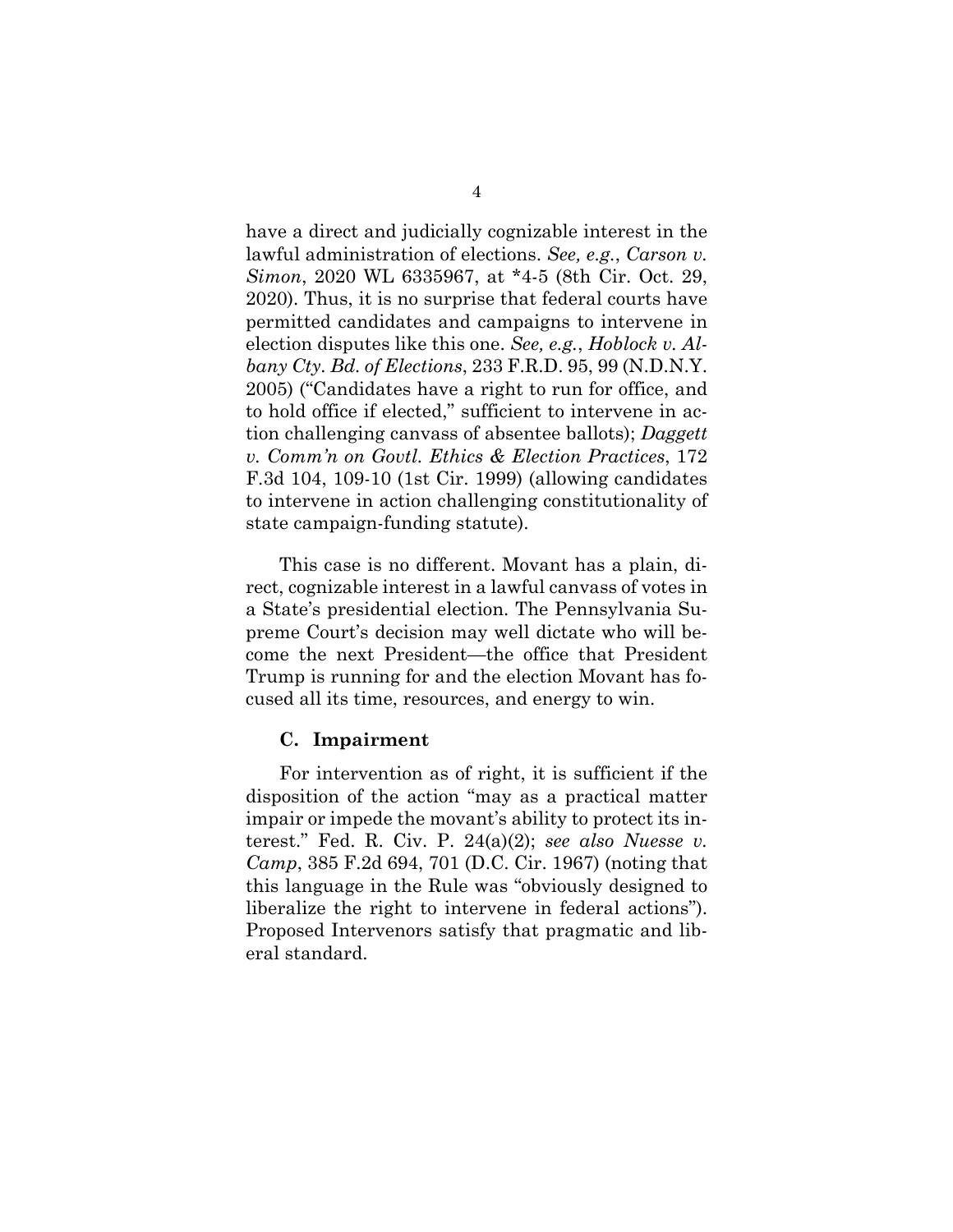have a direct and judicially cognizable interest in the lawful administration of elections. *See, e.g.*, *Carson v. Simon*, 2020 WL 6335967, at *4-5 (8th Cir. Oct. 29, 2020). Thus, it is no surprise that federal courts have permitted candidates and campaigns to intervene in election disputes like this one. *See, e.g.*, *Hoblock v. Albany Cty. Bd. of Elections*, 233 F.R.D. 95, 99 (N.D.N.Y. 2005) ("Candidates have a right to run for office, and to hold office if elected," sufficient to intervene in action challenging canvass of absentee ballots); *Daggett v. Comm'n on Govtl. Ethics & Election Practices*, 172 F.3d 104, 109-10 (1st Cir. 1999) (allowing candidates to intervene in action challenging constitutionality of state campaign-funding statute).

This case is no different. Movant has a plain, direct, cognizable interest in a lawful canvass of votes in a State's presidential election. The Pennsylvania Supreme Court's decision may well dictate who will become the next President—the office that President Trump is running for and the election Movant has focused all its time, resources, and energy to win.

### C. Impairment

For intervention as of right, it is sufficient if the disposition of the action "may as a practical matter impair or impede the movant's ability to protect its interest." Fed. R. Civ. P. 24(a)(2); *see also Nuesse v. Camp*, 385 F.2d 694, 701 (D.C. Cir. 1967) (noting that this language in the Rule was "obviously designed to liberalize the right to intervene in federal actions"). Proposed Intervenors satisfy that pragmatic and liberal standard.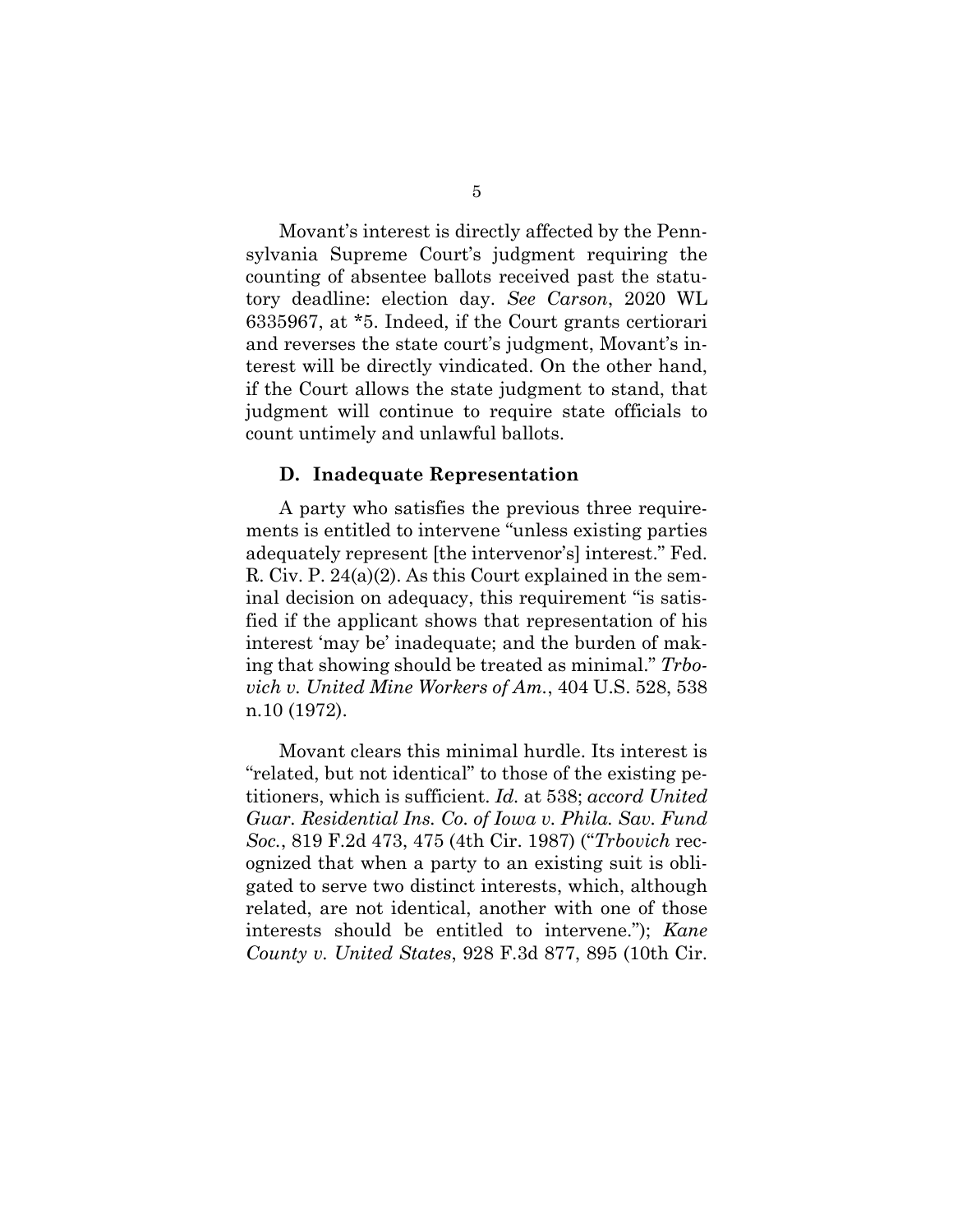Movant's interest is directly affected by the Pennsylvania Supreme Court's judgment requiring the counting of absentee ballots received past the statutory deadline: election day. *See Carson*, 2020 WL 6335967, at *5. Indeed, if the Court grants certiorari and reverses the state court's judgment, Movant's interest will be directly vindicated. On the other hand, if the Court allows the state judgment to stand, that judgment will continue to require state officials to count untimely and unlawful ballots.

### D. Inadequate Representation

A party who satisfies the previous three requirements is entitled to intervene "unless existing parties adequately represent [the intervenor's] interest." Fed. R. Civ. P. 24(a)(2). As this Court explained in the seminal decision on adequacy, this requirement "is satisfied if the applicant shows that representation of his interest 'may be' inadequate; and the burden of making that showing should be treated as minimal." *Trbovich v. United Mine Workers of Am.*, 404 U.S. 528, 538 n.10 (1972).

Movant clears this minimal hurdle. Its interest is "related, but not identical" to those of the existing petitioners, which is sufficient. *Id.* at 538; *accord United Guar. Residential Ins. Co. of Iowa v. Phila. Sav. Fund Soc.*, 819 F.2d 473, 475 (4th Cir. 1987) ("*Trbovich* recognized that when a party to an existing suit is obligated to serve two distinct interests, which, although related, are not identical, another with one of those interests should be entitled to intervene."); *Kane County v. United States*, 928 F.3d 877, 895 (10th Cir.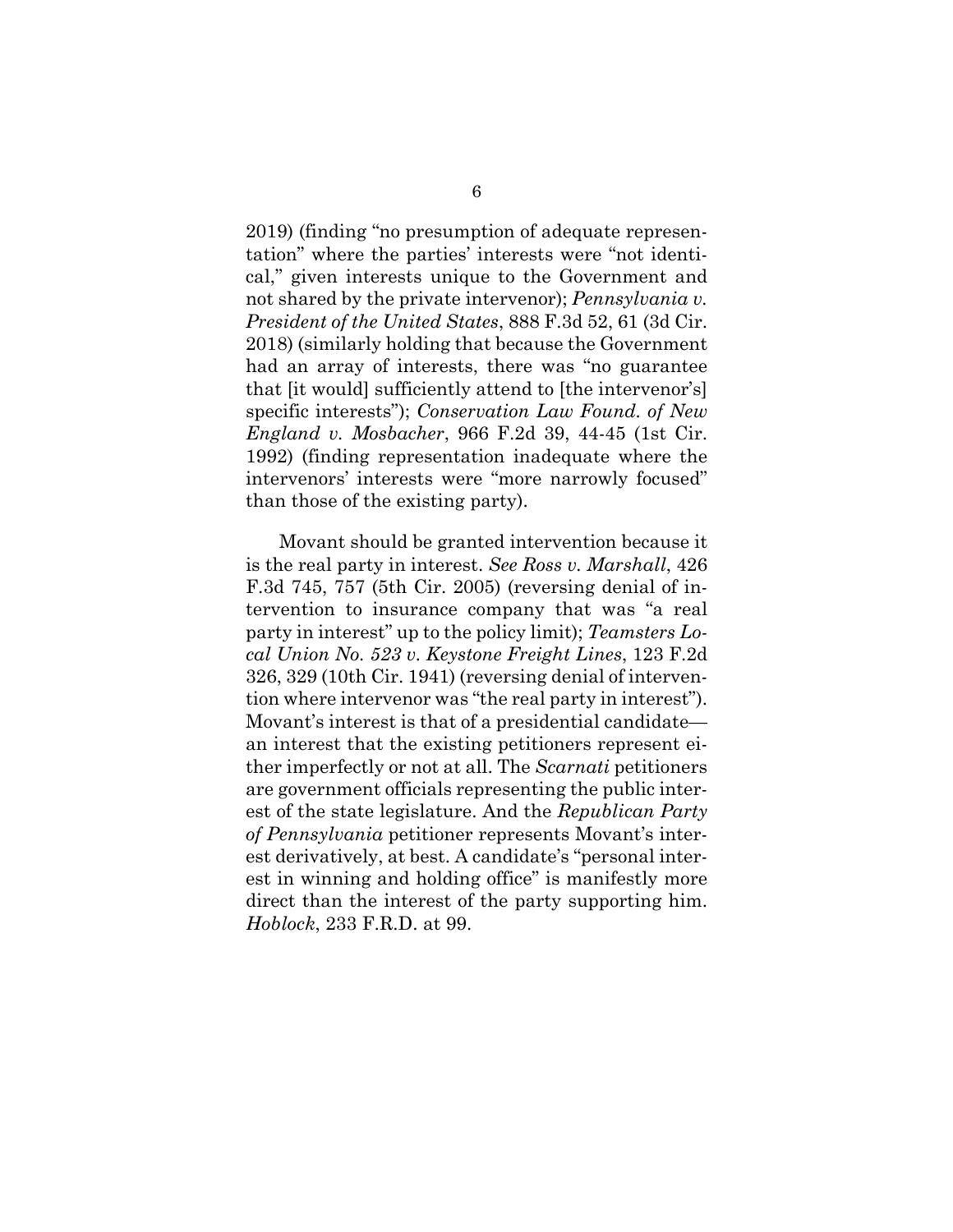2019) (finding "no presumption of adequate representation" where the parties' interests were "not identical," given interests unique to the Government and not shared by the private intervenor); *Pennsylvania v. President of the United States*, 888 F.3d 52, 61 (3d Cir. 2018) (similarly holding that because the Government had an array of interests, there was "no guarantee that [it would] sufficiently attend to [the intervenor's] specific interests"); *Conservation Law Found. of New England v. Mosbacher*, 966 F.2d 39, 44-45 (1st Cir. 1992) (finding representation inadequate where the intervenors' interests were "more narrowly focused" than those of the existing party).

Movant should be granted intervention because it is the real party in interest. *See Ross v. Marshall*, 426 F.3d 745, 757 (5th Cir. 2005) (reversing denial of intervention to insurance company that was "a real party in interest" up to the policy limit); *Teamsters Local Union No. 523 v. Keystone Freight Lines*, 123 F.2d 326, 329 (10th Cir. 1941) (reversing denial of intervention where intervenor was "the real party in interest"). Movant's interest is that of a presidential candidate—an interest that the existing petitioners represent either imperfectly or not at all. The *Scarnati* petitioners are government officials representing the public interest of the state legislature. And the *Republican Party of Pennsylvania* petitioner represents Movant's interest derivatively, at best. A candidate's "personal interest in winning and holding office" is manifestly more direct than the interest of the party supporting him. *Hoblock*, 233 F.R.D. at 99.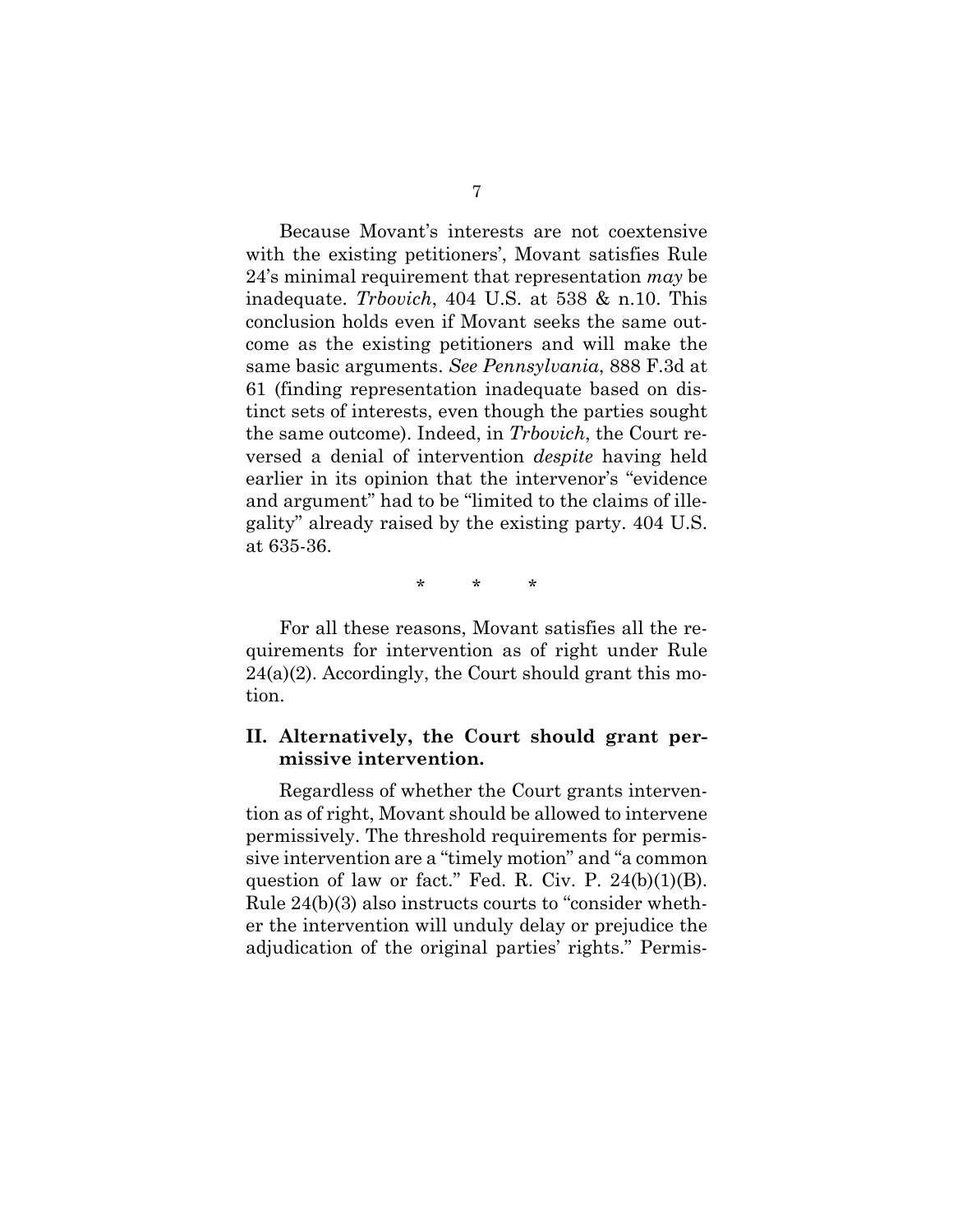Because Movant's interests are not coextensive with the existing petitioners', Movant satisfies Rule 24's minimal requirement that representation *may* be inadequate. *Trbovich*, 404 U.S. at 538 & n.10. This conclusion holds even if Movant seeks the same outcome as the existing petitioners and will make the same basic arguments. *See Pennsylvania*, 888 F.3d at 61 (finding representation inadequate based on distinct sets of interests, even though the parties sought the same outcome). Indeed, in *Trbovich*, the Court reversed a denial of intervention *despite* having held earlier in its opinion that the intervenor's "evidence and argument" had to be "limited to the claims of illegality" already raised by the existing party. 404 U.S. at 635-36.

\* \* \*

For all these reasons, Movant satisfies all the requirements for intervention as of right under Rule 24(a)(2). Accordingly, the Court should grant this motion.

## II. Alternatively, the Court should grant permissive intervention.

Regardless of whether the Court grants intervention as of right, Movant should be allowed to intervene permissively. The threshold requirements for permissive intervention are a "timely motion" and "a common question of law or fact." Fed. R. Civ. P. 24(b)(1)(B). Rule 24(b)(3) also instructs courts to "consider whether the intervention will unduly delay or prejudice the adjudication of the original parties' rights." Permis-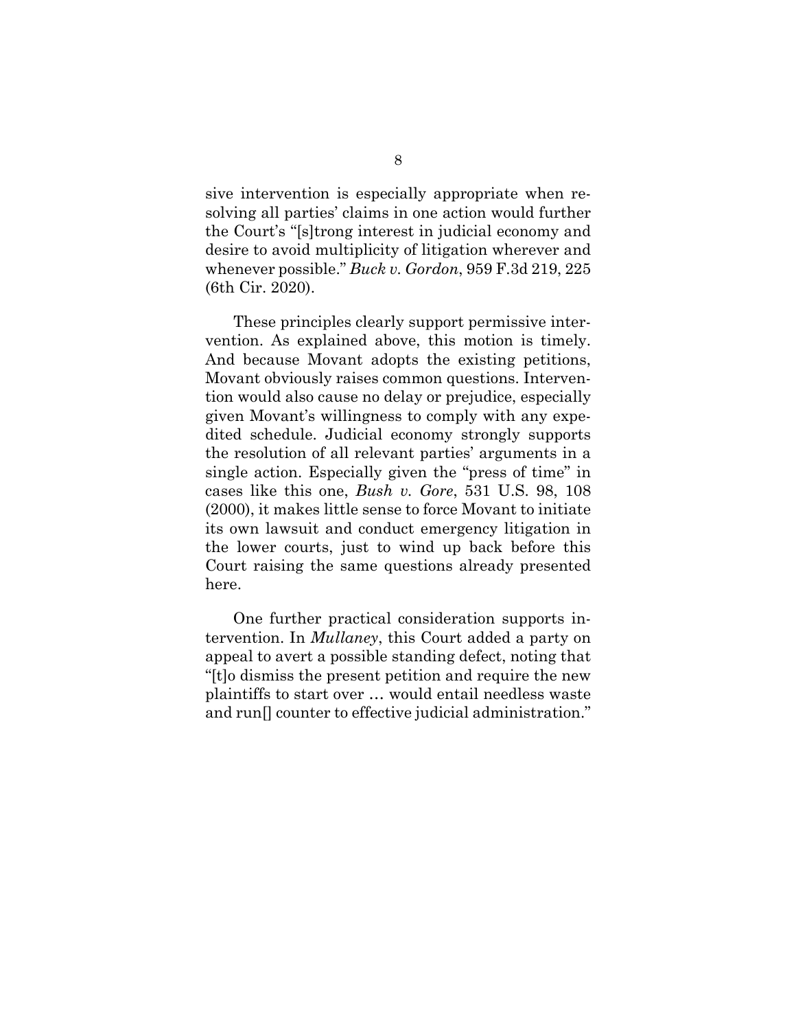sive intervention is especially appropriate when resolving all parties' claims in one action would further the Court's "[s]trong interest in judicial economy and desire to avoid multiplicity of litigation wherever and whenever possible." *Buck v. Gordon*, 959 F.3d 219, 225 (6th Cir. 2020).

These principles clearly support permissive intervention. As explained above, this motion is timely. And because Movant adopts the existing petitions, Movant obviously raises common questions. Intervention would also cause no delay or prejudice, especially given Movant's willingness to comply with any expedited schedule. Judicial economy strongly supports the resolution of all relevant parties' arguments in a single action. Especially given the "press of time" in cases like this one, *Bush v. Gore*, 531 U.S. 98, 108 (2000), it makes little sense to force Movant to initiate its own lawsuit and conduct emergency litigation in the lower courts, just to wind up back before this Court raising the same questions already presented here.

One further practical consideration supports intervention. In *Mullaney*, this Court added a party on appeal to avert a possible standing defect, noting that "[t]o dismiss the present petition and require the new plaintiffs to start over … would entail needless waste and run[] counter to effective judicial administration."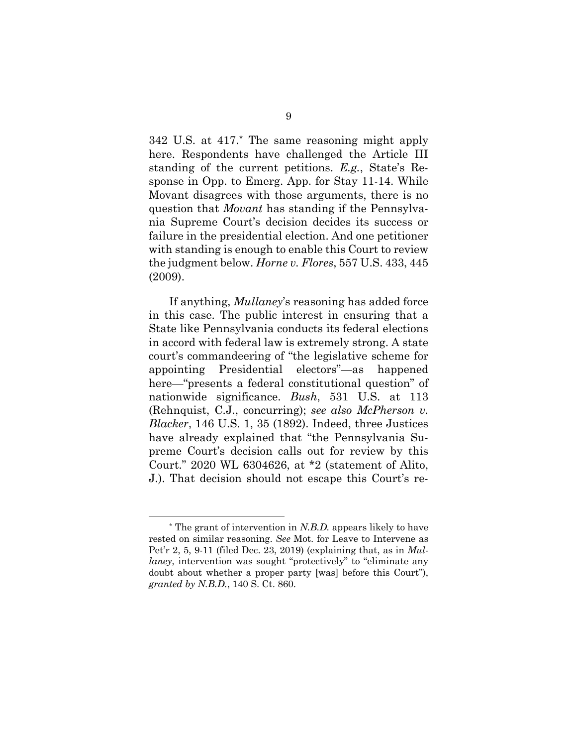342 U.S. at 417.[*] The same reasoning might apply here. Respondents have challenged the Article III standing of the current petitions. *E.g.*, State's Response in Opp. to Emerg. App. for Stay 11-14. While Movant disagrees with those arguments, there is no question that *Movant* has standing if the Pennsylvania Supreme Court's decision decides its success or failure in the presidential election. And one petitioner with standing is enough to enable this Court to review the judgment below. *Horne v. Flores*, 557 U.S. 433, 445 (2009).

If anything, *Mullaney*'s reasoning has added force in this case. The public interest in ensuring that a State like Pennsylvania conducts its federal elections in accord with federal law is extremely strong. A state court's commandeering of "the legislative scheme for appointing Presidential electors"—as happened here—"presents a federal constitutional question" of nationwide significance. *Bush*, 531 U.S. at 113 (Rehnquist, C.J., concurring); *see also McPherson v. Blacker*, 146 U.S. 1, 35 (1892). Indeed, three Justices have already explained that "the Pennsylvania Supreme Court's decision calls out for review by this Court." 2020 WL 6304626, at *2 (statement of Alito, J.). That decision should not escape this Court's re-

---

[*] The grant of intervention in *N.B.D.* appears likely to have rested on similar reasoning. *See* Mot. for Leave to Intervene as Pet'r 2, 5, 9-11 (filed Dec. 23, 2019) (explaining that, as in *Mullaney*, intervention was sought "protectively" to "eliminate any doubt about whether a proper party [was] before this Court"), *granted by N.B.D.*, 140 S. Ct. 860.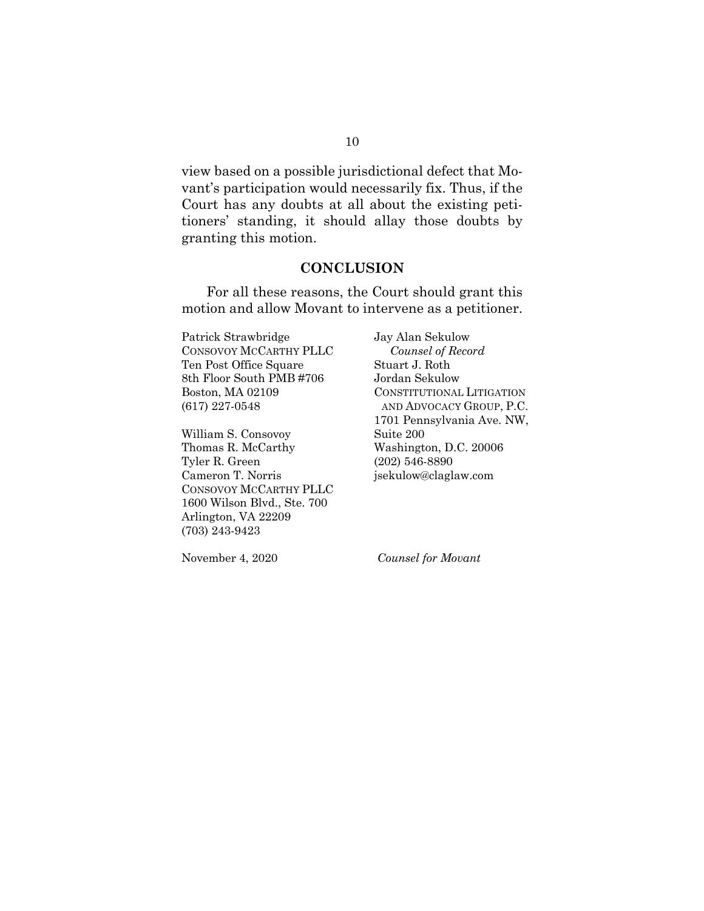view based on a possible jurisdictional defect that Movant's participation would necessarily fix. Thus, if the Court has any doubts at all about the existing petitioners' standing, it should allay those doubts by granting this motion.

## CONCLUSION

For all these reasons, the Court should grant this motion and allow Movant to intervene as a petitioner.

Patrick Strawbridge
CONSOVOY MCCARTHY PLLC
Ten Post Office Square
8th Floor South PMB #706
Boston, MA 02109
(617) 227-0548

William S. Consovoy
Thomas R. McCarthy
Tyler R. Green
Cameron T. Norris
CONSOVOY MCCARTHY PLLC
1600 Wilson Blvd., Ste. 700
Arlington, VA 22209
(703) 243-9423

Jay Alan Sekulow
*Counsel of Record*
Stuart J. Roth
Jordan Sekulow
CONSTITUTIONAL LITIGATION AND ADVOCACY GROUP, P.C.
1701 Pennsylvania Ave. NW, Suite 200
Washington, D.C. 20006
(202) 546-8890
jsekulow@claglaw.com

November 4, 2020

*Counsel for Movant*